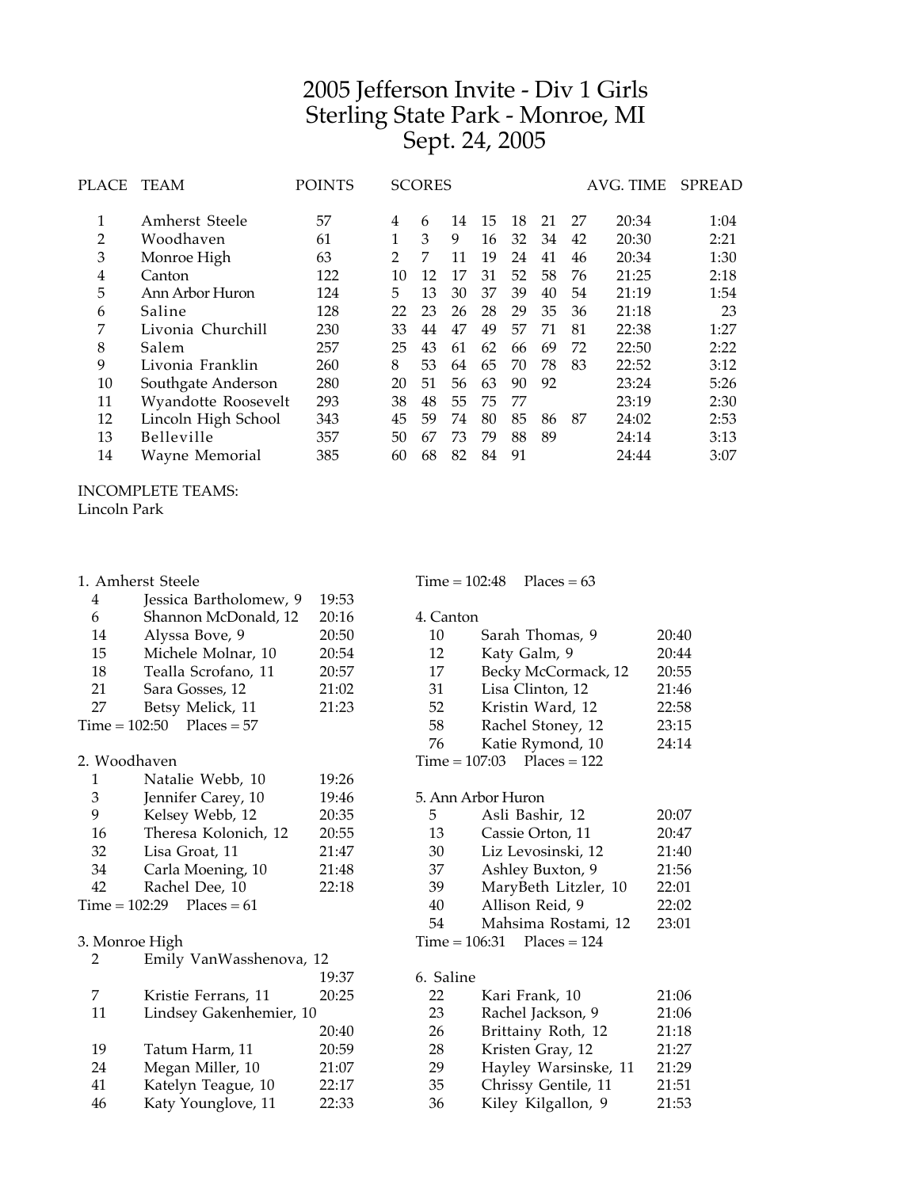# 2005 Jefferson Invite - Div 1 Girls
## Sterling State Park - Monroe, MI
## Sept. 24, 2005

| PLACE | TEAM | POINTS | SCORES | | | | | | | AVG. TIME | SPREAD |
|---|---|---|---|---|---|---|---|---|---|---|---|
| 1 | Amherst Steele | 57 | 4 | 6 | 14 | 15 | 18 | 21 | 27 | 20:34 | 1:04 |
| 2 | Woodhaven | 61 | 1 | 3 | 9 | 16 | 32 | 34 | 42 | 20:30 | 2:21 |
| 3 | Monroe High | 63 | 2 | 7 | 11 | 19 | 24 | 41 | 46 | 20:34 | 1:30 |
| 4 | Canton | 122 | 10 | 12 | 17 | 31 | 52 | 58 | 76 | 21:25 | 2:18 |
| 5 | Ann Arbor Huron | 124 | 5 | 13 | 30 | 37 | 39 | 40 | 54 | 21:19 | 1:54 |
| 6 | Saline | 128 | 22 | 23 | 26 | 28 | 29 | 35 | 36 | 21:18 | 23 |
| 7 | Livonia Churchill | 230 | 33 | 44 | 47 | 49 | 57 | 71 | 81 | 22:38 | 1:27 |
| 8 | Salem | 257 | 25 | 43 | 61 | 62 | 66 | 69 | 72 | 22:50 | 2:22 |
| 9 | Livonia Franklin | 260 | 8 | 53 | 64 | 65 | 70 | 78 | 83 | 22:52 | 3:12 |
| 10 | Southgate Anderson | 280 | 20 | 51 | 56 | 63 | 90 | 92 | | 23:24 | 5:26 |
| 11 | Wyandotte Roosevelt | 293 | 38 | 48 | 55 | 75 | 77 | | | 23:19 | 2:30 |
| 12 | Lincoln High School | 343 | 45 | 59 | 74 | 80 | 85 | 86 | 87 | 24:02 | 2:53 |
| 13 | Belleville | 357 | 50 | 67 | 73 | 79 | 88 | 89 | | 24:14 | 3:13 |
| 14 | Wayne Memorial | 385 | 60 | 68 | 82 | 84 | 91 | | | 24:44 | 3:07 |

INCOMPLETE TEAMS:
Lincoln Park

1. Amherst Steele

| | | |
|---|---|---|
| 4 | Jessica Bartholomew, 9 | 19:53 |
| 6 | Shannon McDonald, 12 | 20:16 |
| 14 | Alyssa Bove, 9 | 20:50 |
| 15 | Michele Molnar, 10 | 20:54 |
| 18 | Tealla Scrofano, 11 | 20:57 |
| 21 | Sara Gosses, 12 | 21:02 |
| 27 | Betsy Melick, 11 | 21:23 |

Time = 102:50 Places = 57

2. Woodhaven

| | | |
|---|---|---|
| 1 | Natalie Webb, 10 | 19:26 |
| 3 | Jennifer Carey, 10 | 19:46 |
| 9 | Kelsey Webb, 12 | 20:35 |
| 16 | Theresa Kolonich, 12 | 20:55 |
| 32 | Lisa Groat, 11 | 21:47 |
| 34 | Carla Moening, 10 | 21:48 |
| 42 | Rachel Dee, 10 | 22:18 |

Time = 102:29 Places = 61

3. Monroe High

| | | |
|---|---|---|
| 2 | Emily VanWasshenova, 12 | 19:37 |
| 7 | Kristie Ferrans, 11 | 20:25 |
| 11 | Lindsey Gakenhemier, 10 | 20:40 |
| 19 | Tatum Harm, 11 | 20:59 |
| 24 | Megan Miller, 10 | 21:07 |
| 41 | Katelyn Teague, 10 | 22:17 |
| 46 | Katy Younglove, 11 | 22:33 |

Time = 102:48 Places = 63

4. Canton

| | | |
|---|---|---|
| 10 | Sarah Thomas, 9 | 20:40 |
| 12 | Katy Galm, 9 | 20:44 |
| 17 | Becky McCormack, 12 | 20:55 |
| 31 | Lisa Clinton, 12 | 21:46 |
| 52 | Kristin Ward, 12 | 22:58 |
| 58 | Rachel Stoney, 12 | 23:15 |
| 76 | Katie Rymond, 10 | 24:14 |

Time = 107:03 Places = 122

5. Ann Arbor Huron

| | | |
|---|---|---|
| 5 | Asli Bashir, 12 | 20:07 |
| 13 | Cassie Orton, 11 | 20:47 |
| 30 | Liz Levosinski, 12 | 21:40 |
| 37 | Ashley Buxton, 9 | 21:56 |
| 39 | MaryBeth Litzler, 10 | 22:01 |
| 40 | Allison Reid, 9 | 22:02 |
| 54 | Mahsima Rostami, 12 | 23:01 |

Time = 106:31 Places = 124

6. Saline

| | | |
|---|---|---|
| 22 | Kari Frank, 10 | 21:06 |
| 23 | Rachel Jackson, 9 | 21:06 |
| 26 | Brittainy Roth, 12 | 21:18 |
| 28 | Kristen Gray, 12 | 21:27 |
| 29 | Hayley Warsinske, 11 | 21:29 |
| 35 | Chrissy Gentile, 11 | 21:51 |
| 36 | Kiley Kilgallon, 9 | 21:53 |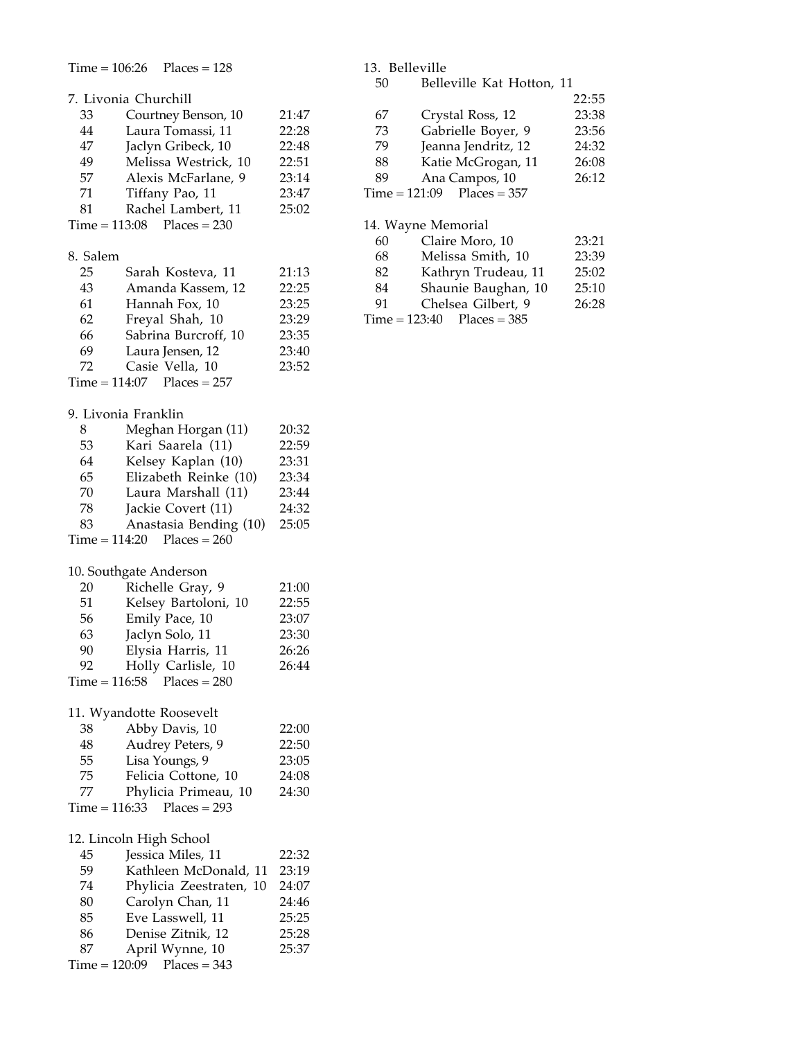Time = 106:26 Places = 128

7. Livonia Churchill

| | | |
|---|---|---|
| 33 | Courtney Benson, 10 | 21:47 |
| 44 | Laura Tomassi, 11 | 22:28 |
| 47 | Jaclyn Gribeck, 10 | 22:48 |
| 49 | Melissa Westrick, 10 | 22:51 |
| 57 | Alexis McFarlane, 9 | 23:14 |
| 71 | Tiffany Pao, 11 | 23:47 |
| 81 | Rachel Lambert, 11 | 25:02 |

Time = 113:08 Places = 230

8. Salem

| | | |
|---|---|---|
| 25 | Sarah Kosteva, 11 | 21:13 |
| 43 | Amanda Kassem, 12 | 22:25 |
| 61 | Hannah Fox, 10 | 23:25 |
| 62 | Freyal Shah, 10 | 23:29 |
| 66 | Sabrina Burcroff, 10 | 23:35 |
| 69 | Laura Jensen, 12 | 23:40 |
| 72 | Casie Vella, 10 | 23:52 |

Time = 114:07 Places = 257

9. Livonia Franklin

| | | |
|---|---|---|
| 8 | Meghan Horgan (11) | 20:32 |
| 53 | Kari Saarela (11) | 22:59 |
| 64 | Kelsey Kaplan (10) | 23:31 |
| 65 | Elizabeth Reinke (10) | 23:34 |
| 70 | Laura Marshall (11) | 23:44 |
| 78 | Jackie Covert (11) | 24:32 |
| 83 | Anastasia Bending (10) | 25:05 |

Time = 114:20 Places = 260

10. Southgate Anderson

| | | |
|---|---|---|
| 20 | Richelle Gray, 9 | 21:00 |
| 51 | Kelsey Bartoloni, 10 | 22:55 |
| 56 | Emily Pace, 10 | 23:07 |
| 63 | Jaclyn Solo, 11 | 23:30 |
| 90 | Elysia Harris, 11 | 26:26 |
| 92 | Holly Carlisle, 10 | 26:44 |

Time = 116:58 Places = 280

11. Wyandotte Roosevelt

| | | |
|---|---|---|
| 38 | Abby Davis, 10 | 22:00 |
| 48 | Audrey Peters, 9 | 22:50 |
| 55 | Lisa Youngs, 9 | 23:05 |
| 75 | Felicia Cottone, 10 | 24:08 |
| 77 | Phylicia Primeau, 10 | 24:30 |

Time = 116:33 Places = 293

12. Lincoln High School

| | | |
|---|---|---|
| 45 | Jessica Miles, 11 | 22:32 |
| 59 | Kathleen McDonald, 11 | 23:19 |
| 74 | Phylicia Zeestraten, 10 | 24:07 |
| 80 | Carolyn Chan, 11 | 24:46 |
| 85 | Eve Lasswell, 11 | 25:25 |
| 86 | Denise Zitnik, 12 | 25:28 |
| 87 | April Wynne, 10 | 25:37 |

Time = 120:09 Places = 343

13. Belleville

| | | |
|---|---|---|
| 50 | Belleville Kat Hotton, 11 | 22:55 |
| 67 | Crystal Ross, 12 | 23:38 |
| 73 | Gabrielle Boyer, 9 | 23:56 |
| 79 | Jeanna Jendritz, 12 | 24:32 |
| 88 | Katie McGrogan, 11 | 26:08 |
| 89 | Ana Campos, 10 | 26:12 |

Time = 121:09 Places = 357

14. Wayne Memorial

| | | |
|---|---|---|
| 60 | Claire Moro, 10 | 23:21 |
| 68 | Melissa Smith, 10 | 23:39 |
| 82 | Kathryn Trudeau, 11 | 25:02 |
| 84 | Shaunie Baughan, 10 | 25:10 |
| 91 | Chelsea Gilbert, 9 | 26:28 |

Time = 123:40 Places = 385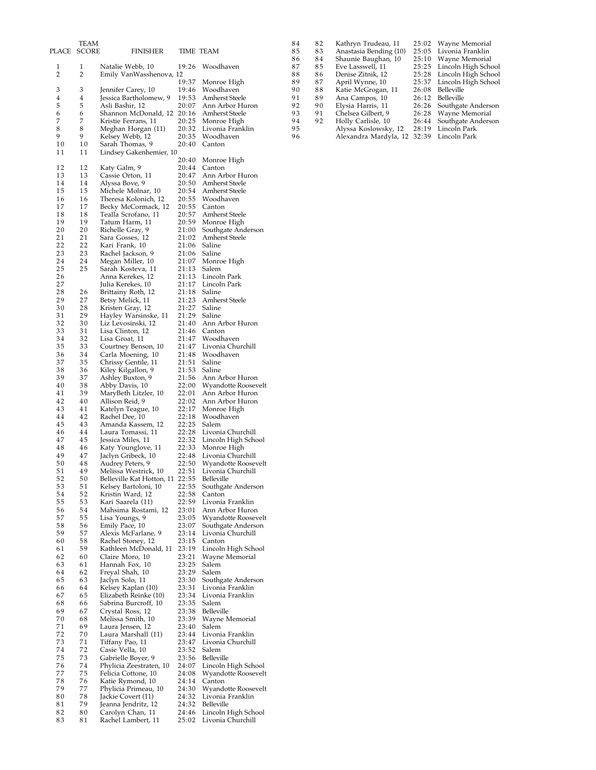| PLACE | TEAM SCORE | FINISHER | TIME | TEAM |
|---|---|---|---|---|
| 1 | 1 | Natalie Webb, 10 | 19:26 | Woodhaven |
| 2 | 2 | Emily VanWasshenova, 12 | 19:37 | Monroe High |
| 3 | 3 | Jennifer Carey, 10 | 19:46 | Woodhaven |
| 4 | 4 | Jessica Bartholomew, 9 | 19:53 | Amherst Steele |
| 5 | 5 | Asli Bashir, 12 | 20:07 | Ann Arbor Huron |
| 6 | 6 | Shannon McDonald, 12 | 20:16 | Amherst Steele |
| 7 | 7 | Kristie Ferrans, 11 | 20:25 | Monroe High |
| 8 | 8 | Meghan Horgan (11) | 20:32 | Livonia Franklin |
| 9 | 9 | Kelsey Webb, 12 | 20:35 | Woodhaven |
| 10 | 10 | Sarah Thomas, 9 | 20:40 | Canton |
| 11 | 11 | Lindsey Gakenhemier, 10 | 20:40 | Monroe High |
| 12 | 12 | Katy Galm, 9 | 20:44 | Canton |
| 13 | 13 | Cassie Orton, 11 | 20:47 | Ann Arbor Huron |
| 14 | 14 | Alyssa Bove, 9 | 20:50 | Amherst Steele |
| 15 | 15 | Michele Molnar, 10 | 20:54 | Amherst Steele |
| 16 | 16 | Theresa Kolonich, 12 | 20:55 | Woodhaven |
| 17 | 17 | Becky McCormack, 12 | 20:55 | Canton |
| 18 | 18 | Tealla Scrofano, 11 | 20:57 | Amherst Steele |
| 19 | 19 | Tatum Harm, 11 | 20:59 | Monroe High |
| 20 | 20 | Richelle Gray, 9 | 21:00 | Southgate Anderson |
| 21 | 21 | Sara Gosses, 12 | 21:02 | Amherst Steele |
| 22 | 22 | Kari Frank, 10 | 21:06 | Saline |
| 23 | 23 | Rachel Jackson, 9 | 21:06 | Saline |
| 24 | 24 | Megan Miller, 10 | 21:07 | Monroe High |
| 25 | 25 | Sarah Kosteva, 11 | 21:13 | Salem |
| 26 | | Anna Kerekes, 12 | 21:13 | Lincoln Park |
| 27 | | Julia Kerekes, 10 | 21:17 | Lincoln Park |
| 28 | 26 | Brittainy Roth, 12 | 21:18 | Saline |
| 29 | 27 | Betsy Melick, 11 | 21:23 | Amherst Steele |
| 30 | 28 | Kristen Gray, 12 | 21:27 | Saline |
| 31 | 29 | Hayley Warsinske, 11 | 21:29 | Saline |
| 32 | 30 | Liz Levosinski, 12 | 21:40 | Ann Arbor Huron |
| 33 | 31 | Lisa Clinton, 12 | 21:46 | Canton |
| 34 | 32 | Lisa Groat, 11 | 21:47 | Woodhaven |
| 35 | 33 | Courtney Benson, 10 | 21:47 | Livonia Churchill |
| 36 | 34 | Carla Moening, 10 | 21:48 | Woodhaven |
| 37 | 35 | Chrissy Gentile, 11 | 21:51 | Saline |
| 38 | 36 | Kiley Kilgallon, 9 | 21:53 | Saline |
| 39 | 37 | Ashley Buxton, 9 | 21:56 | Ann Arbor Huron |
| 40 | 38 | Abby Davis, 10 | 22:00 | Wyandotte Roosevelt |
| 41 | 39 | MaryBeth Litzler, 10 | 22:01 | Ann Arbor Huron |
| 42 | 40 | Allison Reid, 9 | 22:02 | Ann Arbor Huron |
| 43 | 41 | Katelyn Teague, 10 | 22:17 | Monroe High |
| 44 | 42 | Rachel Dee, 10 | 22:18 | Woodhaven |
| 45 | 43 | Amanda Kassem, 12 | 22:25 | Salem |
| 46 | 44 | Laura Tomassi, 11 | 22:28 | Livonia Churchill |
| 47 | 45 | Jessica Miles, 11 | 22:32 | Lincoln High School |
| 48 | 46 | Katy Younglove, 11 | 22:33 | Monroe High |
| 49 | 47 | Jaclyn Gribeck, 10 | 22:48 | Livonia Churchill |
| 50 | 48 | Audrey Peters, 9 | 22:50 | Wyandotte Roosevelt |
| 51 | 49 | Melissa Westrick, 10 | 22:51 | Livonia Churchill |
| 52 | 50 | Belleville Kat Hotton, 11 | 22:55 | Belleville |
| 53 | 51 | Kelsey Bartoloni, 10 | 22:55 | Southgate Anderson |
| 54 | 52 | Kristin Ward, 12 | 22:58 | Canton |
| 55 | 53 | Kari Saarela (11) | 22:59 | Livonia Franklin |
| 56 | 54 | Mahsima Rostami, 12 | 23:01 | Ann Arbor Huron |
| 57 | 55 | Lisa Youngs, 9 | 23:05 | Wyandotte Roosevelt |
| 58 | 56 | Emily Pace, 10 | 23:07 | Southgate Anderson |
| 59 | 57 | Alexis McFarlane, 9 | 23:14 | Livonia Churchill |
| 60 | 58 | Rachel Stoney, 12 | 23:15 | Canton |
| 61 | 59 | Kathleen McDonald, 11 | 23:19 | Lincoln High School |
| 62 | 60 | Claire Moro, 10 | 23:21 | Wayne Memorial |
| 63 | 61 | Hannah Fox, 10 | 23:25 | Salem |
| 64 | 62 | Freyal Shah, 10 | 23:29 | Salem |
| 65 | 63 | Jaclyn Solo, 11 | 23:30 | Southgate Anderson |
| 66 | 64 | Kelsey Kaplan (10) | 23:31 | Livonia Franklin |
| 67 | 65 | Elizabeth Reinke (10) | 23:34 | Livonia Franklin |
| 68 | 66 | Sabrina Burcroff, 10 | 23:35 | Salem |
| 69 | 67 | Crystal Ross, 12 | 23:38 | Belleville |
| 70 | 68 | Melissa Smith, 10 | 23:39 | Wayne Memorial |
| 71 | 69 | Laura Jensen, 12 | 23:40 | Salem |
| 72 | 70 | Laura Marshall (11) | 23:44 | Livonia Franklin |
| 73 | 71 | Tiffany Pao, 11 | 23:47 | Livonia Churchill |
| 74 | 72 | Casie Vella, 10 | 23:52 | Salem |
| 75 | 73 | Gabrielle Boyer, 9 | 23:56 | Belleville |
| 76 | 74 | Phylicia Zeestraten, 10 | 24:07 | Lincoln High School |
| 77 | 75 | Felicia Cottone, 10 | 24:08 | Wyandotte Roosevelt |
| 78 | 76 | Katie Rymond, 10 | 24:14 | Canton |
| 79 | 77 | Phylicia Primeau, 10 | 24:30 | Wyandotte Roosevelt |
| 80 | 78 | Jackie Covert (11) | 24:32 | Livonia Franklin |
| 81 | 79 | Jeanna Jendritz, 12 | 24:32 | Belleville |
| 82 | 80 | Carolyn Chan, 11 | 24:46 | Lincoln High School |
| 83 | 81 | Rachel Lambert, 11 | 25:02 | Livonia Churchill |
| 84 | 82 | Kathryn Trudeau, 11 | 25:02 | Wayne Memorial |
| 85 | 83 | Anastasia Bending (10) | 25:05 | Livonia Franklin |
| 86 | 84 | Shaunie Baughan, 10 | 25:10 | Wayne Memorial |
| 87 | 85 | Eve Lasswell, 11 | 25:25 | Lincoln High School |
| 88 | 86 | Denise Zitnik, 12 | 25:28 | Lincoln High School |
| 89 | 87 | April Wynne, 10 | 25:37 | Lincoln High School |
| 90 | 88 | Katie McGrogan, 11 | 26:08 | Belleville |
| 91 | 89 | Ana Campos, 10 | 26:12 | Belleville |
| 92 | 90 | Elysia Harris, 11 | 26:26 | Southgate Anderson |
| 93 | 91 | Chelsea Gilbert, 9 | 26:28 | Wayne Memorial |
| 94 | 92 | Holly Carlisle, 10 | 26:44 | Southgate Anderson |
| 95 | | Alyssa Koslowsky, 12 | 28:19 | Lincoln Park |
| 96 | | Alexandra Mardyla, 12 | 32:39 | Lincoln Park |